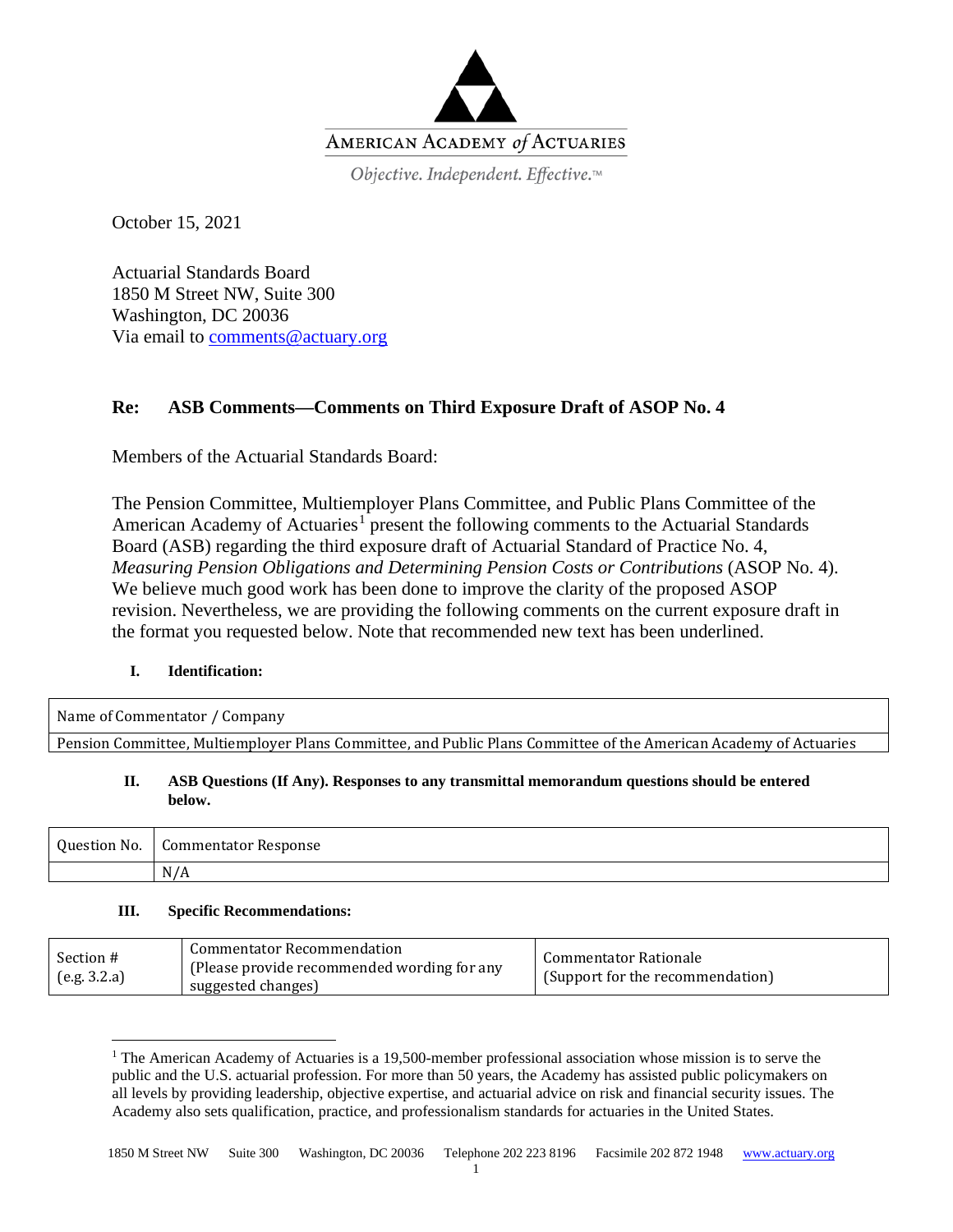AMERICAN ACADEMY *of* ACTUARIES

*Objective. Independent. Effective.*™

October 15, 2021

Actuarial Standards Board
1850 M Street NW, Suite 300
Washington, DC 20036
Via email to comments@actuary.org

**Re: ASB Comments—Comments on Third Exposure Draft of ASOP No. 4**

Members of the Actuarial Standards Board:

The Pension Committee, Multiemployer Plans Committee, and Public Plans Committee of the American Academy of Actuaries[1] present the following comments to the Actuarial Standards Board (ASB) regarding the third exposure draft of Actuarial Standard of Practice No. 4, *Measuring Pension Obligations and Determining Pension Costs or Contributions* (ASOP No. 4). We believe much good work has been done to improve the clarity of the proposed ASOP revision. Nevertheless, we are providing the following comments on the current exposure draft in the format you requested below. Note that recommended new text has been underlined.

**I. Identification:**

| Name of Commentator / Company |
|---|
| Pension Committee, Multiemployer Plans Committee, and Public Plans Committee of the American Academy of Actuaries |

**II. ASB Questions (If Any). Responses to any transmittal memorandum questions should be entered below.**

| Question No. | Commentator Response |
|---|---|
| | N/A |

**III. Specific Recommendations:**

| Section # (e.g. 3.2.a) | Commentator Recommendation (Please provide recommended wording for any suggested changes) | Commentator Rationale (Support for the recommendation) |
|---|---|---|

[1] The American Academy of Actuaries is a 19,500-member professional association whose mission is to serve the public and the U.S. actuarial profession. For more than 50 years, the Academy has assisted public policymakers on all levels by providing leadership, objective expertise, and actuarial advice on risk and financial security issues. The Academy also sets qualification, practice, and professionalism standards for actuaries in the United States.

1850 M Street NW Suite 300 Washington, DC 20036 Telephone 202 223 8196 Facsimile 202 872 1948 www.actuary.org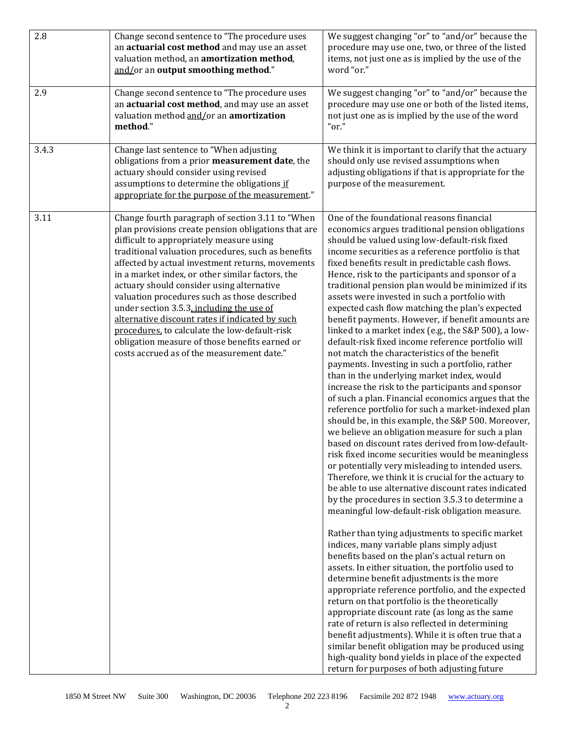| | | |
|---|---|---|
| 2.8 | Change second sentence to "The procedure uses an **actuarial cost method** and may use an asset valuation method, an **amortization method**, <u>and/</u>or an **output smoothing method**." | We suggest changing "or" to "and/or" because the procedure may use one, two, or three of the listed items, not just one as is implied by the use of the word "or." |
| 2.9 | Change second sentence to "The procedure uses an **actuarial cost method**, and may use an asset valuation method <u>and/</u>or an **amortization method**." | We suggest changing "or" to "and/or" because the procedure may use one or both of the listed items, not just one as is implied by the use of the word "or." |
| 3.4.3 | Change last sentence to "When adjusting obligations from a prior **measurement date**, the actuary should consider using revised assumptions to determine the obligations <u>if appropriate for the purpose of the measurement</u>." | We think it is important to clarify that the actuary should only use revised assumptions when adjusting obligations if that is appropriate for the purpose of the measurement. |
| 3.11 | Change fourth paragraph of section 3.11 to "When plan provisions create pension obligations that are difficult to appropriately measure using traditional valuation procedures, such as benefits affected by actual investment returns, movements in a market index, or other similar factors, the actuary should consider using alternative valuation procedures such as those described under section 3.5.3<u>, including the use of alternative discount rates if indicated by such procedures,</u> to calculate the low-default-risk obligation measure of those benefits earned or costs accrued as of the measurement date." | One of the foundational reasons financial economics argues traditional pension obligations should be valued using low-default-risk fixed income securities as a reference portfolio is that fixed benefits result in predictable cash flows. Hence, risk to the participants and sponsor of a traditional pension plan would be minimized if its assets were invested in such a portfolio with expected cash flow matching the plan's expected benefit payments. However, if benefit amounts are linked to a market index (e.g., the S&P 500), a low-default-risk fixed income reference portfolio will not match the characteristics of the benefit payments. Investing in such a portfolio, rather than in the underlying market index, would increase the risk to the participants and sponsor of such a plan. Financial economics argues that the reference portfolio for such a market-indexed plan should be, in this example, the S&P 500. Moreover, we believe an obligation measure for such a plan based on discount rates derived from low-default-risk fixed income securities would be meaningless or potentially very misleading to intended users. Therefore, we think it is crucial for the actuary to be able to use alternative discount rates indicated by the procedures in section 3.5.3 to determine a meaningful low-default-risk obligation measure.<br><br>Rather than tying adjustments to specific market indices, many variable plans simply adjust benefits based on the plan's actual return on assets. In either situation, the portfolio used to determine benefit adjustments is the more appropriate reference portfolio, and the expected return on that portfolio is the theoretically appropriate discount rate (as long as the same rate of return is also reflected in determining benefit adjustments). While it is often true that a similar benefit obligation may be produced using high-quality bond yields in place of the expected return for purposes of both adjusting future |

1850 M Street NW Suite 300 Washington, DC 20036 Telephone 202 223 8196 Facsimile 202 872 1948 www.actuary.org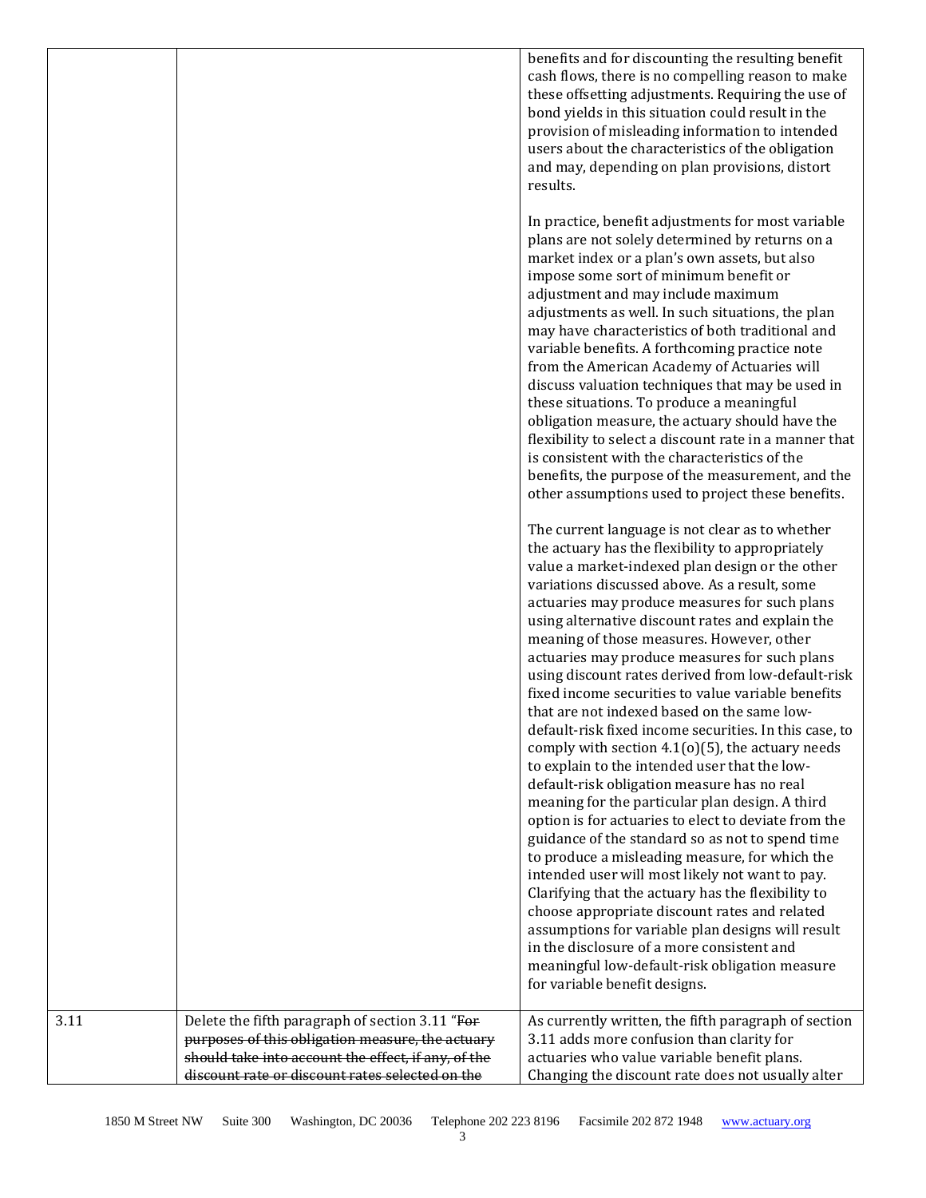| | | |
|---|---|---|
| | | benefits and for discounting the resulting benefit cash flows, there is no compelling reason to make these offsetting adjustments. Requiring the use of bond yields in this situation could result in the provision of misleading information to intended users about the characteristics of the obligation and may, depending on plan provisions, distort results.<br><br>In practice, benefit adjustments for most variable plans are not solely determined by returns on a market index or a plan's own assets, but also impose some sort of minimum benefit or adjustment and may include maximum adjustments as well. In such situations, the plan may have characteristics of both traditional and variable benefits. A forthcoming practice note from the American Academy of Actuaries will discuss valuation techniques that may be used in these situations. To produce a meaningful obligation measure, the actuary should have the flexibility to select a discount rate in a manner that is consistent with the characteristics of the benefits, the purpose of the measurement, and the other assumptions used to project these benefits.<br><br>The current language is not clear as to whether the actuary has the flexibility to appropriately value a market-indexed plan design or the other variations discussed above. As a result, some actuaries may produce measures for such plans using alternative discount rates and explain the meaning of those measures. However, other actuaries may produce measures for such plans using discount rates derived from low-default-risk fixed income securities to value variable benefits that are not indexed based on the same low-default-risk fixed income securities. In this case, to comply with section 4.1(o)(5), the actuary needs to explain to the intended user that the low-default-risk obligation measure has no real meaning for the particular plan design. A third option is for actuaries to elect to deviate from the guidance of the standard so as not to spend time to produce a misleading measure, for which the intended user will most likely not want to pay. Clarifying that the actuary has the flexibility to choose appropriate discount rates and related assumptions for variable plan designs will result in the disclosure of a more consistent and meaningful low-default-risk obligation measure for variable benefit designs. |
| 3.11 | Delete the fifth paragraph of section 3.11 "~~For purposes of this obligation measure, the actuary should take into account the effect, if any, of the discount rate or discount rates selected on the~~ | As currently written, the fifth paragraph of section 3.11 adds more confusion than clarity for actuaries who value variable benefit plans. Changing the discount rate does not usually alter |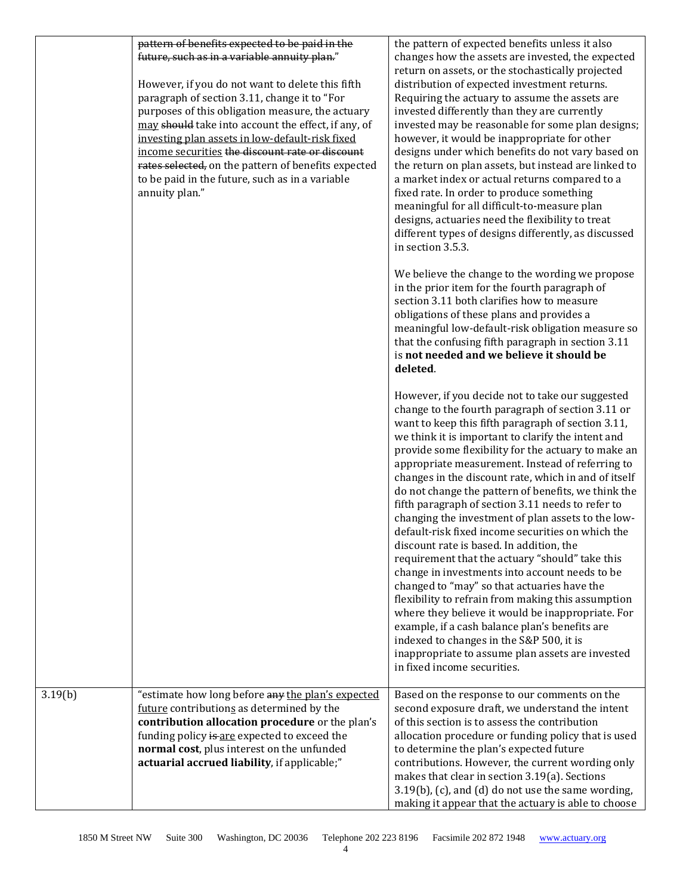| | | |
|---|---|---|
| | ~~pattern of benefits expected to be paid in the future, such as in a variable annuity plan.~~"<br><br>However, if you do not want to delete this fifth paragraph of section 3.11, change it to "For purposes of this obligation measure, the actuary <u>may</u> ~~should~~ take into account the effect, if any, of <u>investing plan assets in low-default-risk fixed income securities</u> ~~the discount rate or discount rates selected,~~ on the pattern of benefits expected to be paid in the future, such as in a variable annuity plan." | the pattern of expected benefits unless it also changes how the assets are invested, the expected return on assets, or the stochastically projected distribution of expected investment returns. Requiring the actuary to assume the assets are invested differently than they are currently invested may be reasonable for some plan designs; however, it would be inappropriate for other designs under which benefits do not vary based on the return on plan assets, but instead are linked to a market index or actual returns compared to a fixed rate. In order to produce something meaningful for all difficult-to-measure plan designs, actuaries need the flexibility to treat different types of designs differently, as discussed in section 3.5.3.<br><br>We believe the change to the wording we propose in the prior item for the fourth paragraph of section 3.11 both clarifies how to measure obligations of these plans and provides a meaningful low-default-risk obligation measure so that the confusing fifth paragraph in section 3.11 is **not needed and we believe it should be deleted**.<br><br>However, if you decide not to take our suggested change to the fourth paragraph of section 3.11 or want to keep this fifth paragraph of section 3.11, we think it is important to clarify the intent and provide some flexibility for the actuary to make an appropriate measurement. Instead of referring to changes in the discount rate, which in and of itself do not change the pattern of benefits, we think the fifth paragraph of section 3.11 needs to refer to changing the investment of plan assets to the low-default-risk fixed income securities on which the discount rate is based. In addition, the requirement that the actuary "should" take this change in investments into account needs to be changed to "may" so that actuaries have the flexibility to refrain from making this assumption where they believe it would be inappropriate. For example, if a cash balance plan's benefits are indexed to changes in the S&P 500, it is inappropriate to assume plan assets are invested in fixed income securities. |
| 3.19(b) | "estimate how long before ~~any~~ <u>the plan's expected future</u> contribution<u>s</u> as determined by the **contribution allocation procedure** or the plan's funding policy ~~is~~ <u>are</u> expected to exceed the **normal cost**, plus interest on the unfunded **actuarial accrued liability**, if applicable;" | Based on the response to our comments on the second exposure draft, we understand the intent of this section is to assess the contribution allocation procedure or funding policy that is used to determine the plan's expected future contributions. However, the current wording only makes that clear in section 3.19(a). Sections 3.19(b), (c), and (d) do not use the same wording, making it appear that the actuary is able to choose |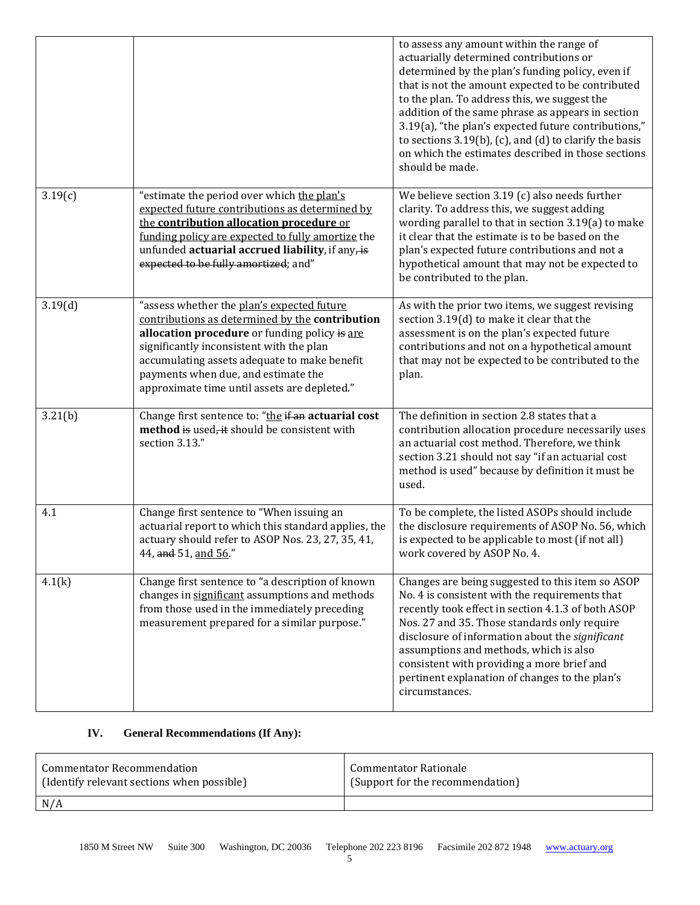| | | to assess any amount within the range of actuarially determined contributions or determined by the plan's funding policy, even if that is not the amount expected to be contributed to the plan. To address this, we suggest the addition of the same phrase as appears in section 3.19(a), "the plan's expected future contributions," to sections 3.19(b), (c), and (d) to clarify the basis on which the estimates described in those sections should be made. |
|---|---|---|
| 3.19(c) | "estimate the period over which <u>the plan's expected future contributions as determined by the **contribution allocation procedure** or funding policy are expected to fully amortize</u> the unfunded **actuarial accrued liability**, if any~~, is expected to be fully amortized~~; and" | We believe section 3.19 (c) also needs further clarity. To address this, we suggest adding wording parallel to that in section 3.19(a) to make it clear that the estimate is to be based on the plan's expected future contributions and not a hypothetical amount that may not be expected to be contributed to the plan. |
| 3.19(d) | "assess whether the <u>plan's expected future contributions as determined by the</u> **contribution allocation procedure** or funding policy ~~is~~ <u>are</u> significantly inconsistent with the plan accumulating assets adequate to make benefit payments when due, and estimate the approximate time until assets are depleted." | As with the prior two items, we suggest revising section 3.19(d) to make it clear that the assessment is on the plan's expected future contributions and not on a hypothetical amount that may not be expected to be contributed to the plan. |
| 3.21(b) | Change first sentence to: "<u>the</u> ~~if an~~ **actuarial cost method** ~~is~~ used~~, it~~ should be consistent with section 3.13." | The definition in section 2.8 states that a contribution allocation procedure necessarily uses an actuarial cost method. Therefore, we think section 3.21 should not say "if an actuarial cost method is used" because by definition it must be used. |
| 4.1 | Change first sentence to "When issuing an actuarial report to which this standard applies, the actuary should refer to ASOP Nos. 23, 27, 35, 41, 44, ~~and~~ 51, <u>and 56</u>." | To be complete, the listed ASOPs should include the disclosure requirements of ASOP No. 56, which is expected to be applicable to most (if not all) work covered by ASOP No. 4. |
| 4.1(k) | Change first sentence to "a description of known changes in <u>significant</u> assumptions and methods from those used in the immediately preceding measurement prepared for a similar purpose." | Changes are being suggested to this item so ASOP No. 4 is consistent with the requirements that recently took effect in section 4.1.3 of both ASOP Nos. 27 and 35. Those standards only require disclosure of information about the *significant* assumptions and methods, which is also consistent with providing a more brief and pertinent explanation of changes to the plan's circumstances. |

## IV. General Recommendations (If Any):

| Commentator Recommendation (Identify relevant sections when possible) | Commentator Rationale (Support for the recommendation) |
|---|---|
| N/A | |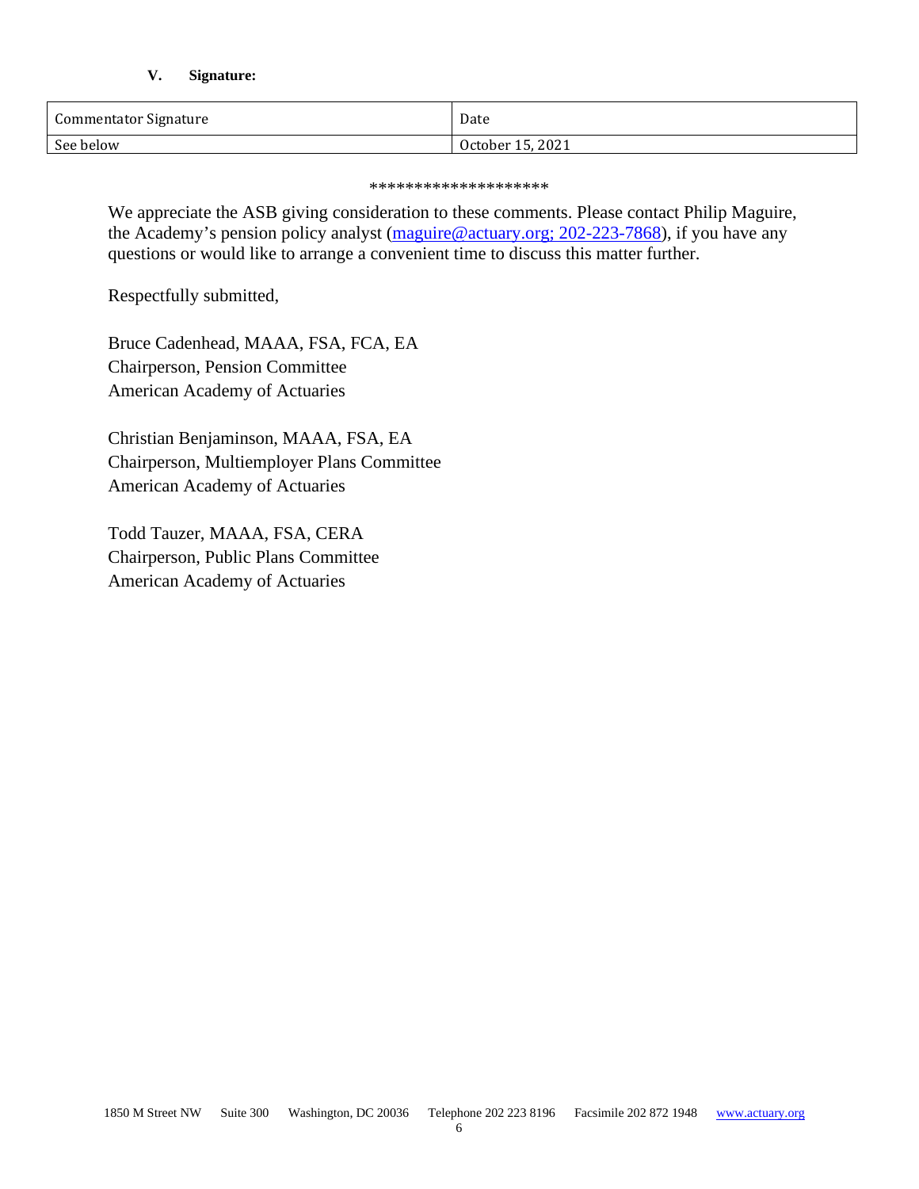**V. Signature:**

| Commentator Signature | Date |
|---|---|
| See below | October 15, 2021 |

*******************

We appreciate the ASB giving consideration to these comments. Please contact Philip Maguire, the Academy's pension policy analyst (maguire@actuary.org; 202-223-7868), if you have any questions or would like to arrange a convenient time to discuss this matter further.

Respectfully submitted,

Bruce Cadenhead, MAAA, FSA, FCA, EA
Chairperson, Pension Committee
American Academy of Actuaries

Christian Benjaminson, MAAA, FSA, EA
Chairperson, Multiemployer Plans Committee
American Academy of Actuaries

Todd Tauzer, MAAA, FSA, CERA
Chairperson, Public Plans Committee
American Academy of Actuaries